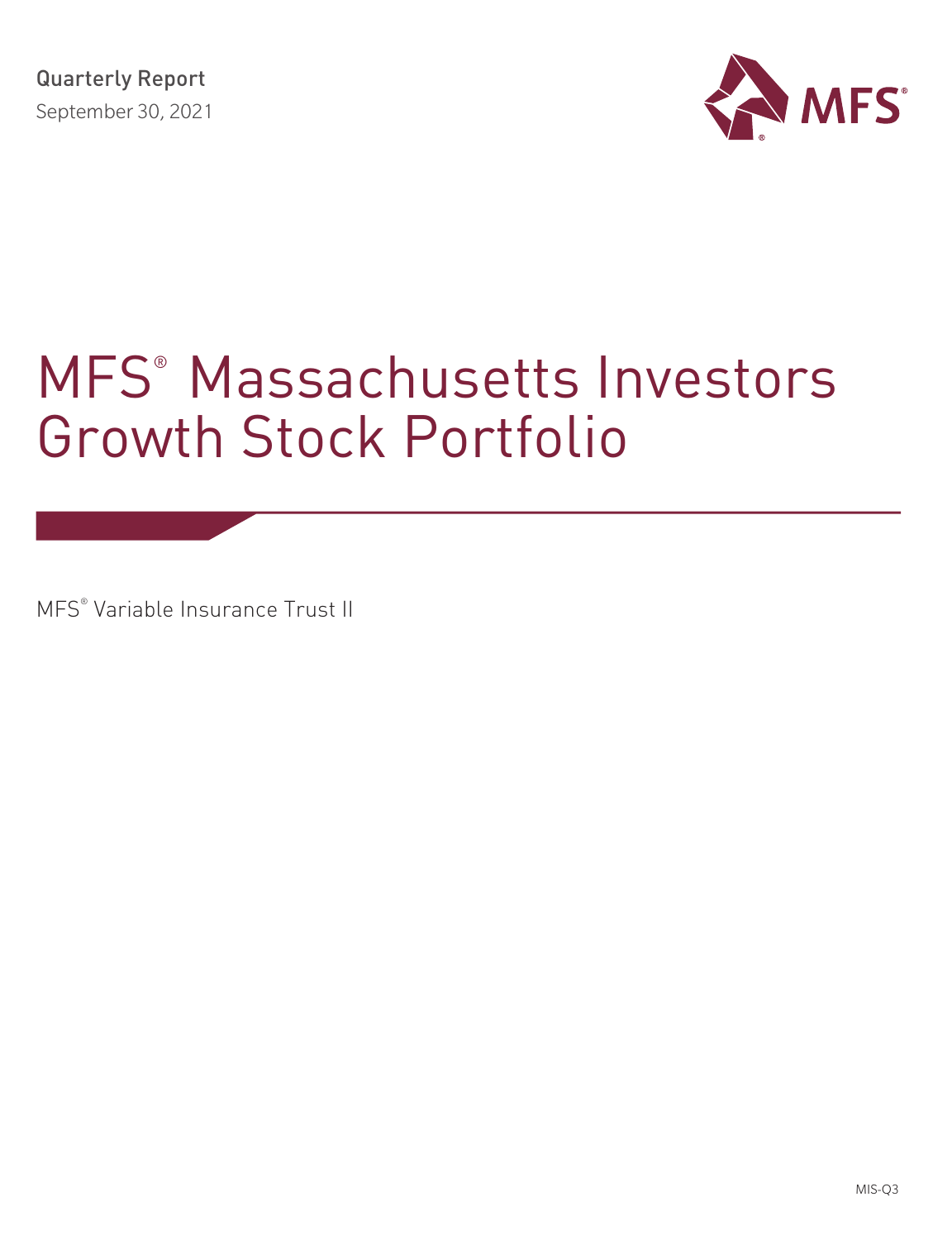Quarterly Report

September 30, 2021

MFS®

# MFS® Massachusetts Investors Growth Stock Portfolio

MFS® Variable Insurance Trust II

MIS-Q3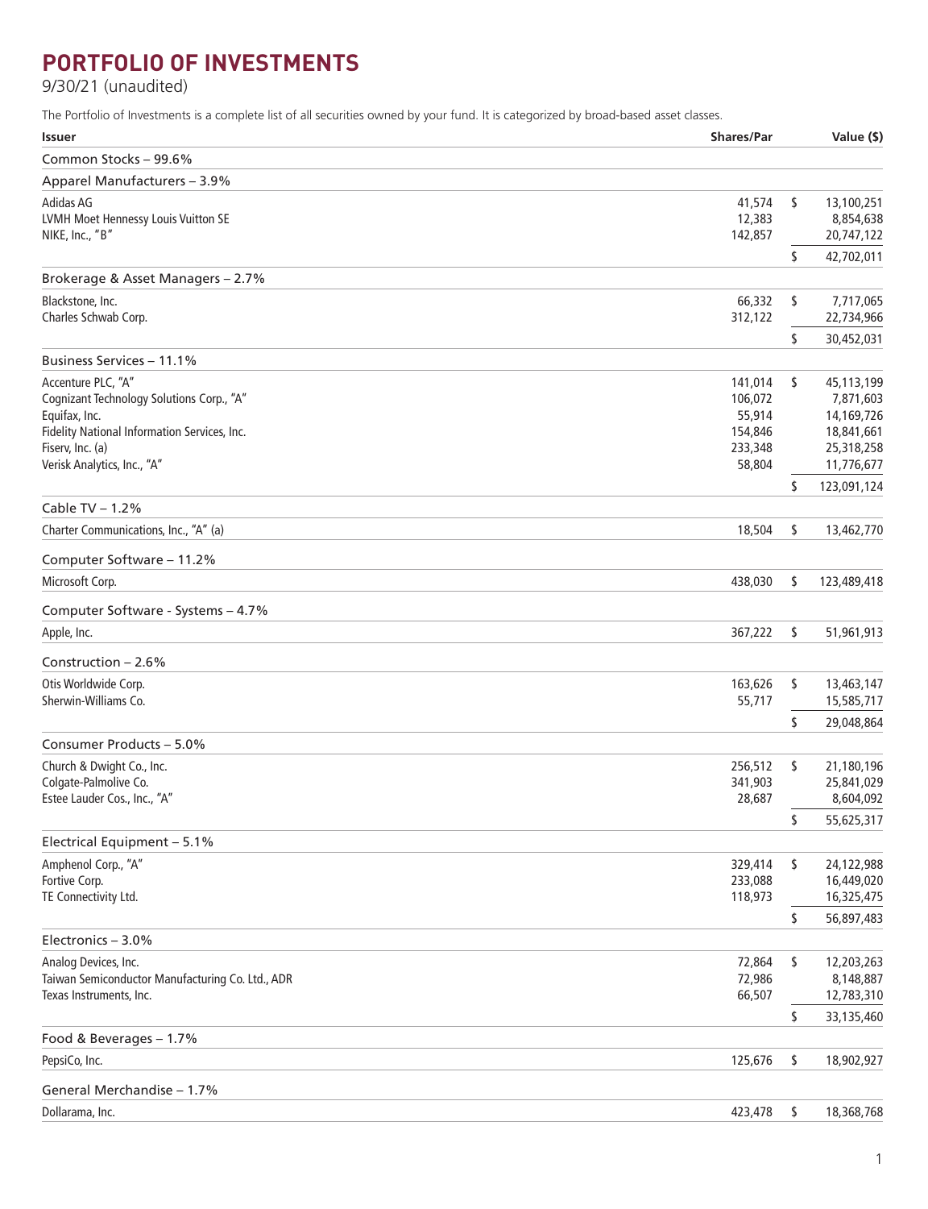# PORTFOLIO OF INVESTMENTS

9/30/21 (unaudited)

The Portfolio of Investments is a complete list of all securities owned by your fund. It is categorized by broad-based asset classes.

| Issuer | Shares/Par | | Value ($) |
|---|---|---|---|
| **Common Stocks – 99.6%** | | | |
| **Apparel Manufacturers – 3.9%** | | | |
| Adidas AG | 41,574 | $ | 13,100,251 |
| LVMH Moet Hennessy Louis Vuitton SE | 12,383 | | 8,854,638 |
| NIKE, Inc., "B" | 142,857 | | 20,747,122 |
| | | $ | 42,702,011 |
| **Brokerage & Asset Managers – 2.7%** | | | |
| Blackstone, Inc. | 66,332 | $ | 7,717,065 |
| Charles Schwab Corp. | 312,122 | | 22,734,966 |
| | | $ | 30,452,031 |
| **Business Services – 11.1%** | | | |
| Accenture PLC, "A" | 141,014 | $ | 45,113,199 |
| Cognizant Technology Solutions Corp., "A" | 106,072 | | 7,871,603 |
| Equifax, Inc. | 55,914 | | 14,169,726 |
| Fidelity National Information Services, Inc. | 154,846 | | 18,841,661 |
| Fiserv, Inc. (a) | 233,348 | | 25,318,258 |
| Verisk Analytics, Inc., "A" | 58,804 | | 11,776,677 |
| | | $ | 123,091,124 |
| **Cable TV – 1.2%** | | | |
| Charter Communications, Inc., "A" (a) | 18,504 | $ | 13,462,770 |
| **Computer Software – 11.2%** | | | |
| Microsoft Corp. | 438,030 | $ | 123,489,418 |
| **Computer Software - Systems – 4.7%** | | | |
| Apple, Inc. | 367,222 | $ | 51,961,913 |
| **Construction – 2.6%** | | | |
| Otis Worldwide Corp. | 163,626 | $ | 13,463,147 |
| Sherwin-Williams Co. | 55,717 | | 15,585,717 |
| | | $ | 29,048,864 |
| **Consumer Products – 5.0%** | | | |
| Church & Dwight Co., Inc. | 256,512 | $ | 21,180,196 |
| Colgate-Palmolive Co. | 341,903 | | 25,841,029 |
| Estee Lauder Cos., Inc., "A" | 28,687 | | 8,604,092 |
| | | $ | 55,625,317 |
| **Electrical Equipment – 5.1%** | | | |
| Amphenol Corp., "A" | 329,414 | $ | 24,122,988 |
| Fortive Corp. | 233,088 | | 16,449,020 |
| TE Connectivity Ltd. | 118,973 | | 16,325,475 |
| | | $ | 56,897,483 |
| **Electronics – 3.0%** | | | |
| Analog Devices, Inc. | 72,864 | $ | 12,203,263 |
| Taiwan Semiconductor Manufacturing Co. Ltd., ADR | 72,986 | | 8,148,887 |
| Texas Instruments, Inc. | 66,507 | | 12,783,310 |
| | | $ | 33,135,460 |
| **Food & Beverages – 1.7%** | | | |
| PepsiCo, Inc. | 125,676 | $ | 18,902,927 |
| **General Merchandise – 1.7%** | | | |
| Dollarama, Inc. | 423,478 | $ | 18,368,768 |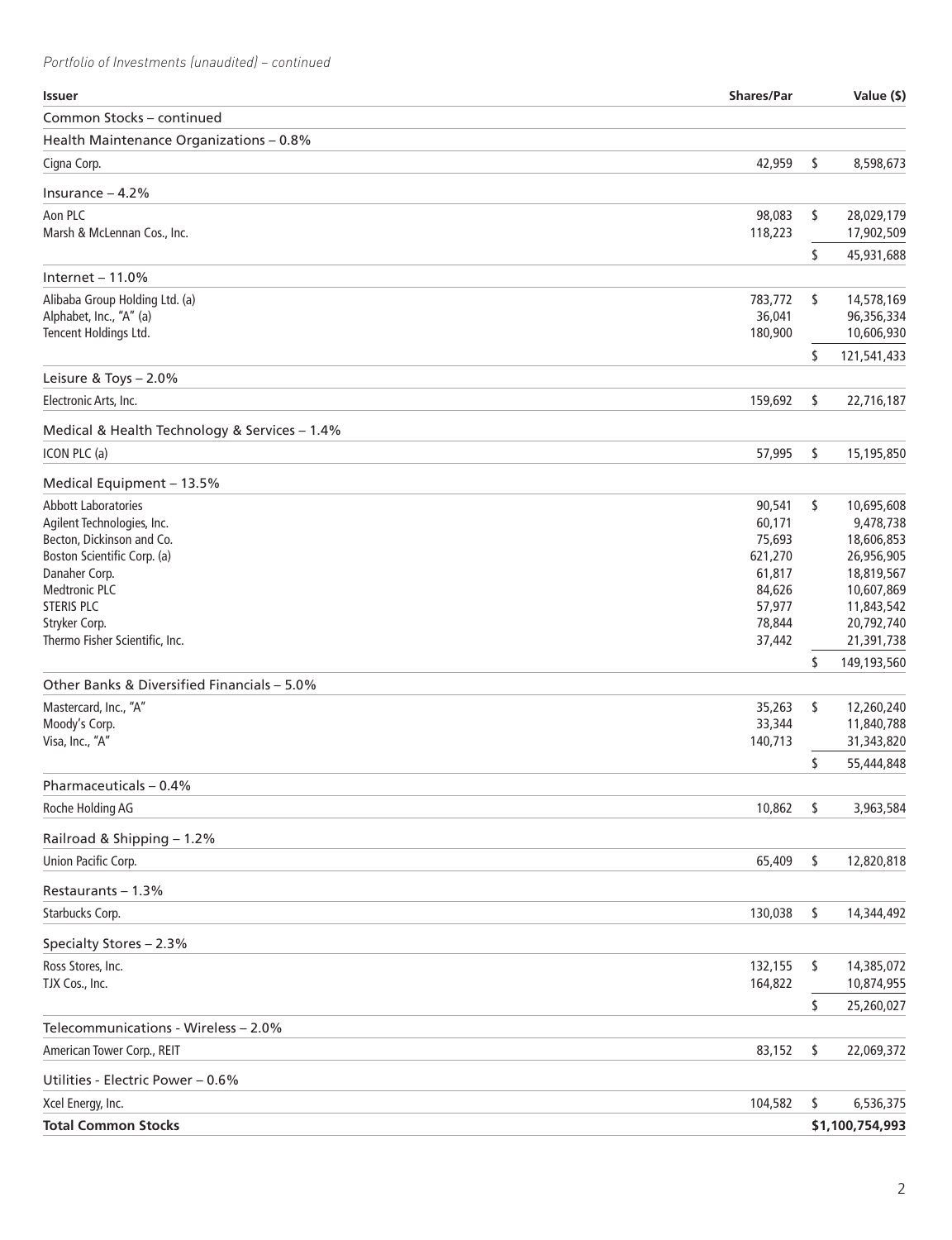*Portfolio of Investments (unaudited) – continued*

| Issuer | Shares/Par | Value ($) |
|---|---|---|
| Common Stocks – continued | | |
| Health Maintenance Organizations – 0.8% | | |
| Cigna Corp. | 42,959 | $ 8,598,673 |
| Insurance – 4.2% | | |
| Aon PLC | 98,083 | $ 28,029,179 |
| Marsh & McLennan Cos., Inc. | 118,223 | 17,902,509 |
| | | $ 45,931,688 |
| Internet – 11.0% | | |
| Alibaba Group Holding Ltd. (a) | 783,772 | $ 14,578,169 |
| Alphabet, Inc., "A" (a) | 36,041 | 96,356,334 |
| Tencent Holdings Ltd. | 180,900 | 10,606,930 |
| | | $ 121,541,433 |
| Leisure & Toys – 2.0% | | |
| Electronic Arts, Inc. | 159,692 | $ 22,716,187 |
| Medical & Health Technology & Services – 1.4% | | |
| ICON PLC (a) | 57,995 | $ 15,195,850 |
| Medical Equipment – 13.5% | | |
| Abbott Laboratories | 90,541 | $ 10,695,608 |
| Agilent Technologies, Inc. | 60,171 | 9,478,738 |
| Becton, Dickinson and Co. | 75,693 | 18,606,853 |
| Boston Scientific Corp. (a) | 621,270 | 26,956,905 |
| Danaher Corp. | 61,817 | 18,819,567 |
| Medtronic PLC | 84,626 | 10,607,869 |
| STERIS PLC | 57,977 | 11,843,542 |
| Stryker Corp. | 78,844 | 20,792,740 |
| Thermo Fisher Scientific, Inc. | 37,442 | 21,391,738 |
| | | $ 149,193,560 |
| Other Banks & Diversified Financials – 5.0% | | |
| Mastercard, Inc., "A" | 35,263 | $ 12,260,240 |
| Moody's Corp. | 33,344 | 11,840,788 |
| Visa, Inc., "A" | 140,713 | 31,343,820 |
| | | $ 55,444,848 |
| Pharmaceuticals – 0.4% | | |
| Roche Holding AG | 10,862 | $ 3,963,584 |
| Railroad & Shipping – 1.2% | | |
| Union Pacific Corp. | 65,409 | $ 12,820,818 |
| Restaurants – 1.3% | | |
| Starbucks Corp. | 130,038 | $ 14,344,492 |
| Specialty Stores – 2.3% | | |
| Ross Stores, Inc. | 132,155 | $ 14,385,072 |
| TJX Cos., Inc. | 164,822 | 10,874,955 |
| | | $ 25,260,027 |
| Telecommunications - Wireless – 2.0% | | |
| American Tower Corp., REIT | 83,152 | $ 22,069,372 |
| Utilities - Electric Power – 0.6% | | |
| Xcel Energy, Inc. | 104,582 | $ 6,536,375 |
| **Total Common Stocks** | | **$1,100,754,993** |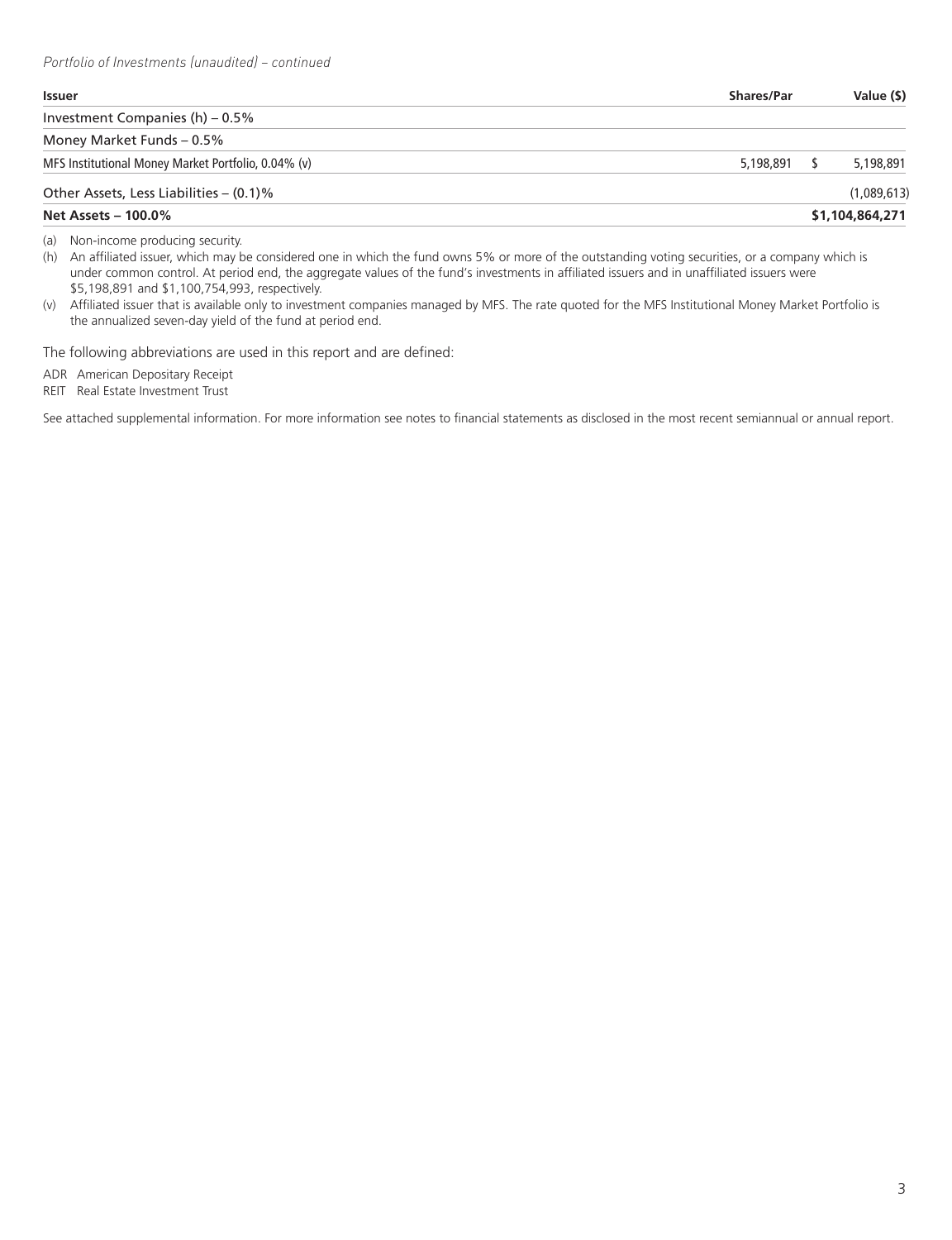*Portfolio of Investments (unaudited) – continued*

| Issuer | Shares/Par | Value ($) |
|---|---|---|
| Investment Companies (h) – 0.5% | | |
| Money Market Funds – 0.5% | | |
| MFS Institutional Money Market Portfolio, 0.04% (v) | 5,198,891 | $ 5,198,891 |
| Other Assets, Less Liabilities – (0.1)% | | (1,089,613) |
| **Net Assets – 100.0%** | | **$1,104,864,271** |

(a) Non-income producing security.

(h) An affiliated issuer, which may be considered one in which the fund owns 5% or more of the outstanding voting securities, or a company which is under common control. At period end, the aggregate values of the fund's investments in affiliated issuers and in unaffiliated issuers were $5,198,891 and $1,100,754,993, respectively.

(v) Affiliated issuer that is available only to investment companies managed by MFS. The rate quoted for the MFS Institutional Money Market Portfolio is the annualized seven-day yield of the fund at period end.

The following abbreviations are used in this report and are defined:

ADR American Depositary Receipt

REIT Real Estate Investment Trust

See attached supplemental information. For more information see notes to financial statements as disclosed in the most recent semiannual or annual report.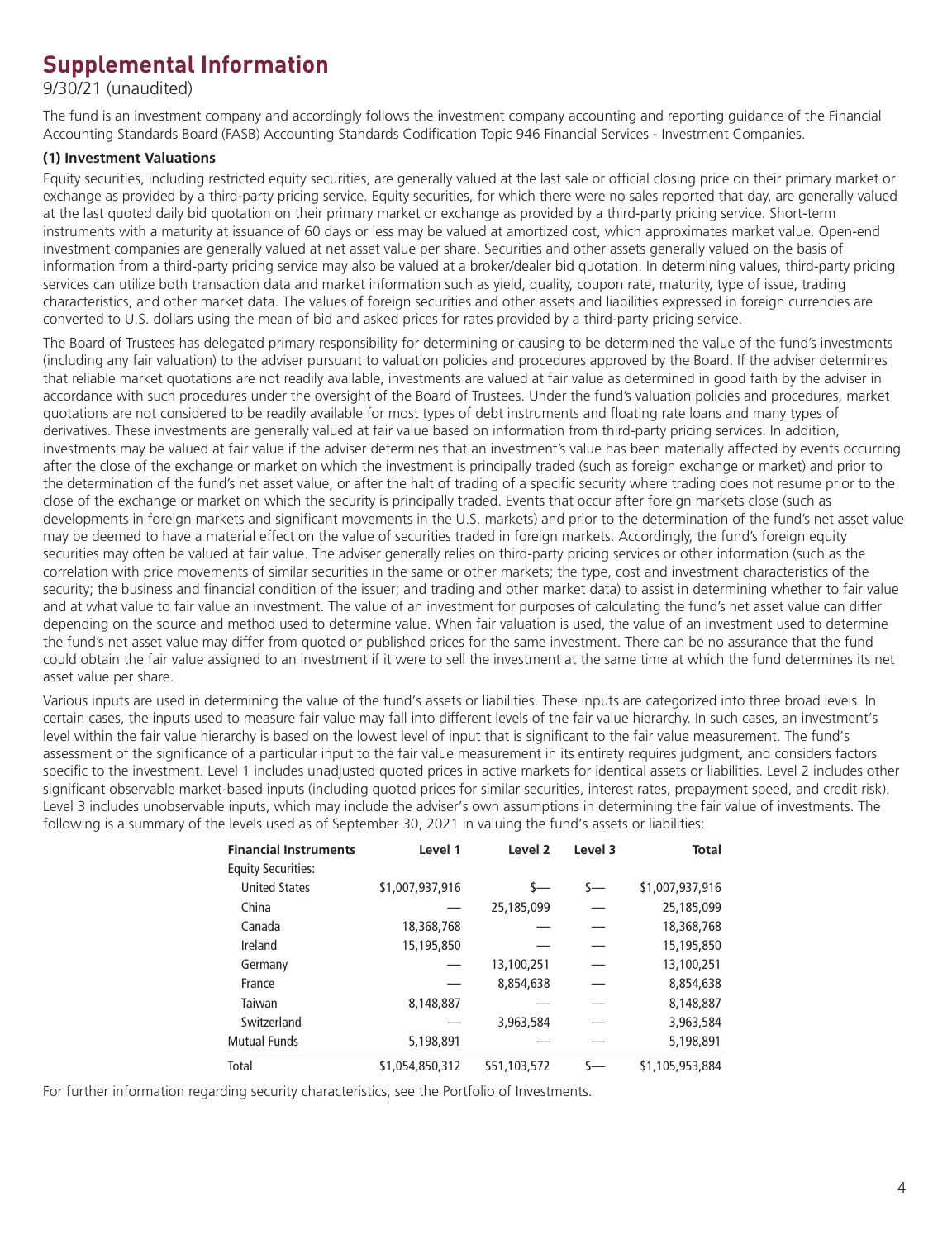# Supplemental Information

9/30/21 (unaudited)

The fund is an investment company and accordingly follows the investment company accounting and reporting guidance of the Financial Accounting Standards Board (FASB) Accounting Standards Codification Topic 946 Financial Services - Investment Companies.

**(1) Investment Valuations**

Equity securities, including restricted equity securities, are generally valued at the last sale or official closing price on their primary market or exchange as provided by a third-party pricing service. Equity securities, for which there were no sales reported that day, are generally valued at the last quoted daily bid quotation on their primary market or exchange as provided by a third-party pricing service. Short-term instruments with a maturity at issuance of 60 days or less may be valued at amortized cost, which approximates market value. Open-end investment companies are generally valued at net asset value per share. Securities and other assets generally valued on the basis of information from a third-party pricing service may also be valued at a broker/dealer bid quotation. In determining values, third-party pricing services can utilize both transaction data and market information such as yield, quality, coupon rate, maturity, type of issue, trading characteristics, and other market data. The values of foreign securities and other assets and liabilities expressed in foreign currencies are converted to U.S. dollars using the mean of bid and asked prices for rates provided by a third-party pricing service.

The Board of Trustees has delegated primary responsibility for determining or causing to be determined the value of the fund's investments (including any fair valuation) to the adviser pursuant to valuation policies and procedures approved by the Board. If the adviser determines that reliable market quotations are not readily available, investments are valued at fair value as determined in good faith by the adviser in accordance with such procedures under the oversight of the Board of Trustees. Under the fund's valuation policies and procedures, market quotations are not considered to be readily available for most types of debt instruments and floating rate loans and many types of derivatives. These investments are generally valued at fair value based on information from third-party pricing services. In addition, investments may be valued at fair value if the adviser determines that an investment's value has been materially affected by events occurring after the close of the exchange or market on which the investment is principally traded (such as foreign exchange or market) and prior to the determination of the fund's net asset value, or after the halt of trading of a specific security where trading does not resume prior to the close of the exchange or market on which the security is principally traded. Events that occur after foreign markets close (such as developments in foreign markets and significant movements in the U.S. markets) and prior to the determination of the fund's net asset value may be deemed to have a material effect on the value of securities traded in foreign markets. Accordingly, the fund's foreign equity securities may often be valued at fair value. The adviser generally relies on third-party pricing services or other information (such as the correlation with price movements of similar securities in the same or other markets; the type, cost and investment characteristics of the security; the business and financial condition of the issuer; and trading and other market data) to assist in determining whether to fair value and at what value to fair value an investment. The value of an investment for purposes of calculating the fund's net asset value can differ depending on the source and method used to determine value. When fair valuation is used, the value of an investment used to determine the fund's net asset value may differ from quoted or published prices for the same investment. There can be no assurance that the fund could obtain the fair value assigned to an investment if it were to sell the investment at the same time at which the fund determines its net asset value per share.

Various inputs are used in determining the value of the fund's assets or liabilities. These inputs are categorized into three broad levels. In certain cases, the inputs used to measure fair value may fall into different levels of the fair value hierarchy. In such cases, an investment's level within the fair value hierarchy is based on the lowest level of input that is significant to the fair value measurement. The fund's assessment of the significance of a particular input to the fair value measurement in its entirety requires judgment, and considers factors specific to the investment. Level 1 includes unadjusted quoted prices in active markets for identical assets or liabilities. Level 2 includes other significant observable market-based inputs (including quoted prices for similar securities, interest rates, prepayment speed, and credit risk). Level 3 includes unobservable inputs, which may include the adviser's own assumptions in determining the fair value of investments. The following is a summary of the levels used as of September 30, 2021 in valuing the fund's assets or liabilities:

| Financial Instruments | Level 1 | Level 2 | Level 3 | Total |
|---|---|---|---|---|
| Equity Securities: | | | | |
| United States | $1,007,937,916 | $— | $— | $1,007,937,916 |
| China | — | 25,185,099 | — | 25,185,099 |
| Canada | 18,368,768 | — | — | 18,368,768 |
| Ireland | 15,195,850 | — | — | 15,195,850 |
| Germany | — | 13,100,251 | — | 13,100,251 |
| France | — | 8,854,638 | — | 8,854,638 |
| Taiwan | 8,148,887 | — | — | 8,148,887 |
| Switzerland | — | 3,963,584 | — | 3,963,584 |
| Mutual Funds | 5,198,891 | — | — | 5,198,891 |
| Total | $1,054,850,312 | $51,103,572 | $— | $1,105,953,884 |

For further information regarding security characteristics, see the Portfolio of Investments.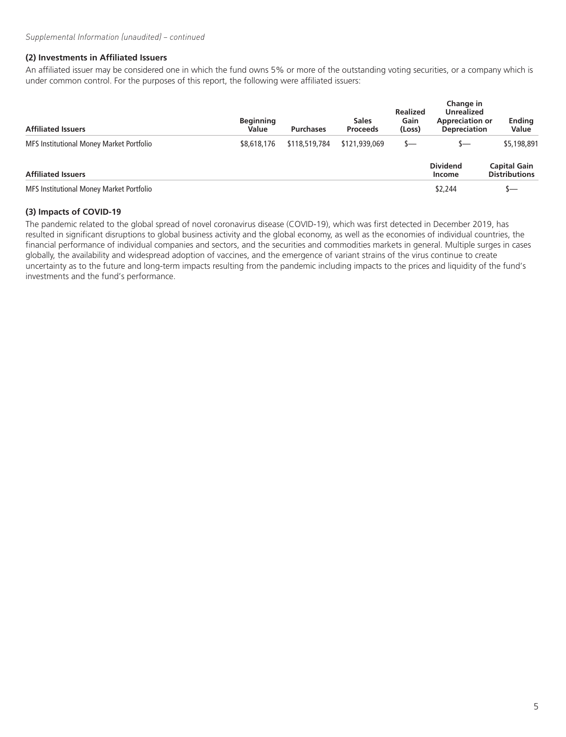*Supplemental Information (unaudited) – continued*

### (2) Investments in Affiliated Issuers

An affiliated issuer may be considered one in which the fund owns 5% or more of the outstanding voting securities, or a company which is under common control. For the purposes of this report, the following were affiliated issuers:

| Affiliated Issuers | Beginning Value | Purchases | Sales Proceeds | Realized Gain (Loss) | Change in Unrealized Appreciation or Depreciation | Ending Value |
|---|---|---|---|---|---|---|
| MFS Institutional Money Market Portfolio | $8,618,176 | $118,519,784 | $121,939,069 | $— | $— | $5,198,891 |

| Affiliated Issuers | Dividend Income | Capital Gain Distributions |
|---|---|---|
| MFS Institutional Money Market Portfolio | $2,244 | $— |

### (3) Impacts of COVID-19

The pandemic related to the global spread of novel coronavirus disease (COVID-19), which was first detected in December 2019, has resulted in significant disruptions to global business activity and the global economy, as well as the economies of individual countries, the financial performance of individual companies and sectors, and the securities and commodities markets in general. Multiple surges in cases globally, the availability and widespread adoption of vaccines, and the emergence of variant strains of the virus continue to create uncertainty as to the future and long-term impacts resulting from the pandemic including impacts to the prices and liquidity of the fund's investments and the fund's performance.